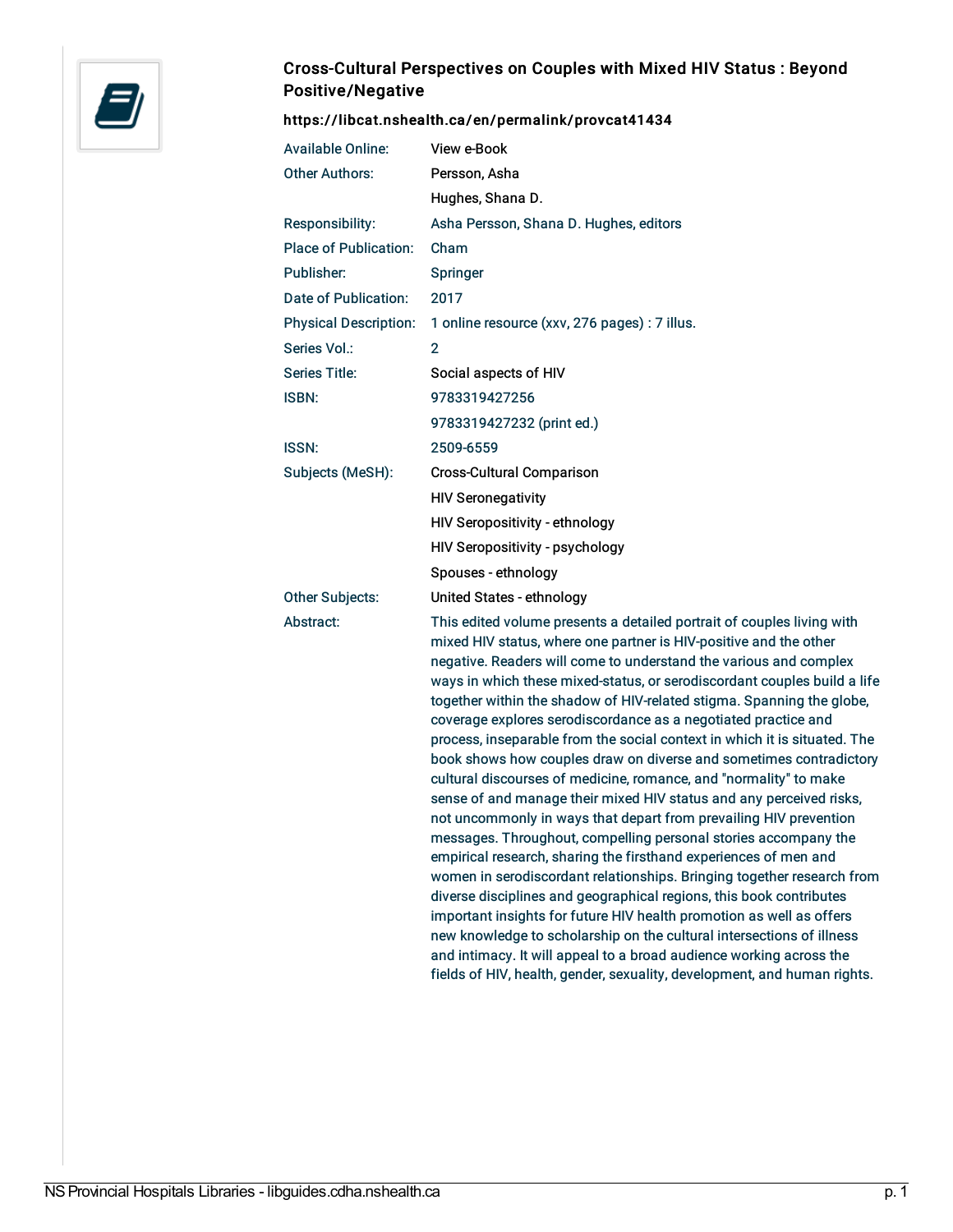# Cross-Cultural Perspectives on Couples with Mixed HIV Status : Beyond Positive/Negative

**https://libcat.nshealth.ca/en/permalink/provcat41434**

| | |
|---|---|
| Available Online: | View e-Book |
| Other Authors: | Persson, Asha |
| | Hughes, Shana D. |
| Responsibility: | Asha Persson, Shana D. Hughes, editors |
| Place of Publication: | Cham |
| Publisher: | Springer |
| Date of Publication: | 2017 |
| Physical Description: | 1 online resource (xxv, 276 pages) : 7 illus. |
| Series Vol.: | 2 |
| Series Title: | Social aspects of HIV |
| ISBN: | 9783319427256 |
| | 9783319427232 (print ed.) |
| ISSN: | 2509-6559 |
| Subjects (MeSH): | Cross-Cultural Comparison |
| | HIV Seronegativity |
| | HIV Seropositivity - ethnology |
| | HIV Seropositivity - psychology |
| | Spouses - ethnology |
| Other Subjects: | United States - ethnology |
| Abstract: | This edited volume presents a detailed portrait of couples living with mixed HIV status, where one partner is HIV-positive and the other negative. Readers will come to understand the various and complex ways in which these mixed-status, or serodiscordant couples build a life together within the shadow of HIV-related stigma. Spanning the globe, coverage explores serodiscordance as a negotiated practice and process, inseparable from the social context in which it is situated. The book shows how couples draw on diverse and sometimes contradictory cultural discourses of medicine, romance, and "normality" to make sense of and manage their mixed HIV status and any perceived risks, not uncommonly in ways that depart from prevailing HIV prevention messages. Throughout, compelling personal stories accompany the empirical research, sharing the firsthand experiences of men and women in serodiscordant relationships. Bringing together research from diverse disciplines and geographical regions, this book contributes important insights for future HIV health promotion as well as offers new knowledge to scholarship on the cultural intersections of illness and intimacy. It will appeal to a broad audience working across the fields of HIV, health, gender, sexuality, development, and human rights. |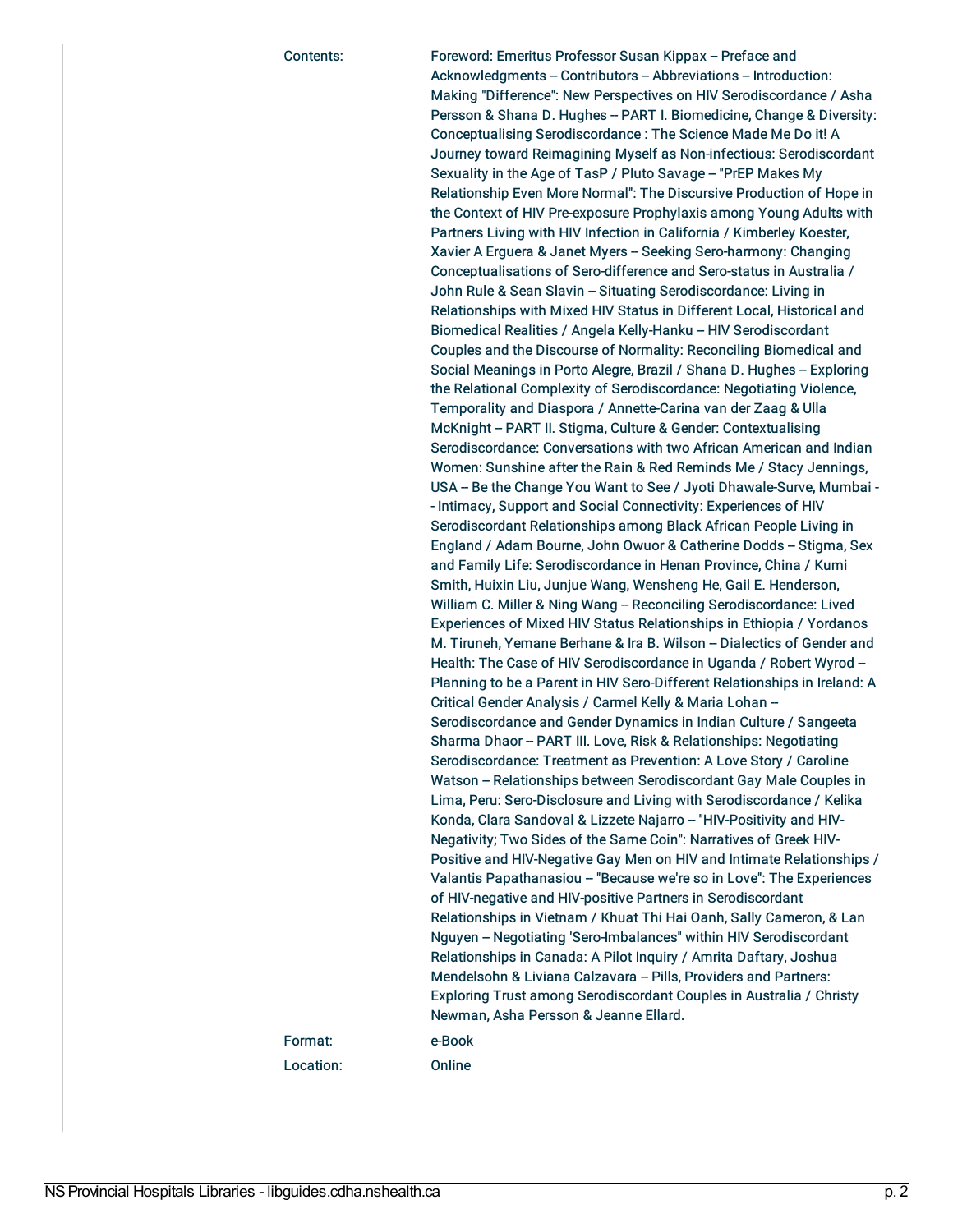Contents: Foreword: Emeritus Professor Susan Kippax -- Preface and Acknowledgments -- Contributors -- Abbreviations -- Introduction: Making "Difference": New Perspectives on HIV Serodiscordance / Asha Persson & Shana D. Hughes -- PART I. Biomedicine, Change & Diversity: Conceptualising Serodiscordance : The Science Made Me Do it! A Journey toward Reimagining Myself as Non-infectious: Serodiscordant Sexuality in the Age of TasP / Pluto Savage -- "PrEP Makes My Relationship Even More Normal": The Discursive Production of Hope in the Context of HIV Pre-exposure Prophylaxis among Young Adults with Partners Living with HIV Infection in California / Kimberley Koester, Xavier A Erguera & Janet Myers -- Seeking Sero-harmony: Changing Conceptualisations of Sero-difference and Sero-status in Australia / John Rule & Sean Slavin -- Situating Serodiscordance: Living in Relationships with Mixed HIV Status in Different Local, Historical and Biomedical Realities / Angela Kelly-Hanku -- HIV Serodiscordant Couples and the Discourse of Normality: Reconciling Biomedical and Social Meanings in Porto Alegre, Brazil / Shana D. Hughes -- Exploring the Relational Complexity of Serodiscordance: Negotiating Violence, Temporality and Diaspora / Annette-Carina van der Zaag & Ulla McKnight -- PART II. Stigma, Culture & Gender: Contextualising Serodiscordance: Conversations with two African American and Indian Women: Sunshine after the Rain & Red Reminds Me / Stacy Jennings, USA -- Be the Change You Want to See / Jyoti Dhawale-Surve, Mumbai -- Intimacy, Support and Social Connectivity: Experiences of HIV Serodiscordant Relationships among Black African People Living in England / Adam Bourne, John Owuor & Catherine Dodds -- Stigma, Sex and Family Life: Serodiscordance in Henan Province, China / Kumi Smith, Huixin Liu, Junjue Wang, Wensheng He, Gail E. Henderson, William C. Miller & Ning Wang -- Reconciling Serodiscordance: Lived Experiences of Mixed HIV Status Relationships in Ethiopia / Yordanos M. Tiruneh, Yemane Berhane & Ira B. Wilson -- Dialectics of Gender and Health: The Case of HIV Serodiscordance in Uganda / Robert Wyrod -- Planning to be a Parent in HIV Sero-Different Relationships in Ireland: A Critical Gender Analysis / Carmel Kelly & Maria Lohan -- Serodiscordance and Gender Dynamics in Indian Culture / Sangeeta Sharma Dhaor -- PART III. Love, Risk & Relationships: Negotiating Serodiscordance: Treatment as Prevention: A Love Story / Caroline Watson -- Relationships between Serodiscordant Gay Male Couples in Lima, Peru: Sero-Disclosure and Living with Serodiscordance / Kelika Konda, Clara Sandoval & Lizzete Najarro -- "HIV-Positivity and HIV-Negativity; Two Sides of the Same Coin": Narratives of Greek HIV-Positive and HIV-Negative Gay Men on HIV and Intimate Relationships / Valantis Papathanasiou -- "Because we're so in Love": The Experiences of HIV-negative and HIV-positive Partners in Serodiscordant Relationships in Vietnam / Khuat Thi Hai Oanh, Sally Cameron, & Lan Nguyen -- Negotiating 'Sero-Imbalances" within HIV Serodiscordant Relationships in Canada: A Pilot Inquiry / Amrita Daftary, Joshua Mendelsohn & Liviana Calzavara -- Pills, Providers and Partners: Exploring Trust among Serodiscordant Couples in Australia / Christy Newman, Asha Persson & Jeanne Ellard.

Format: e-Book

Location: Online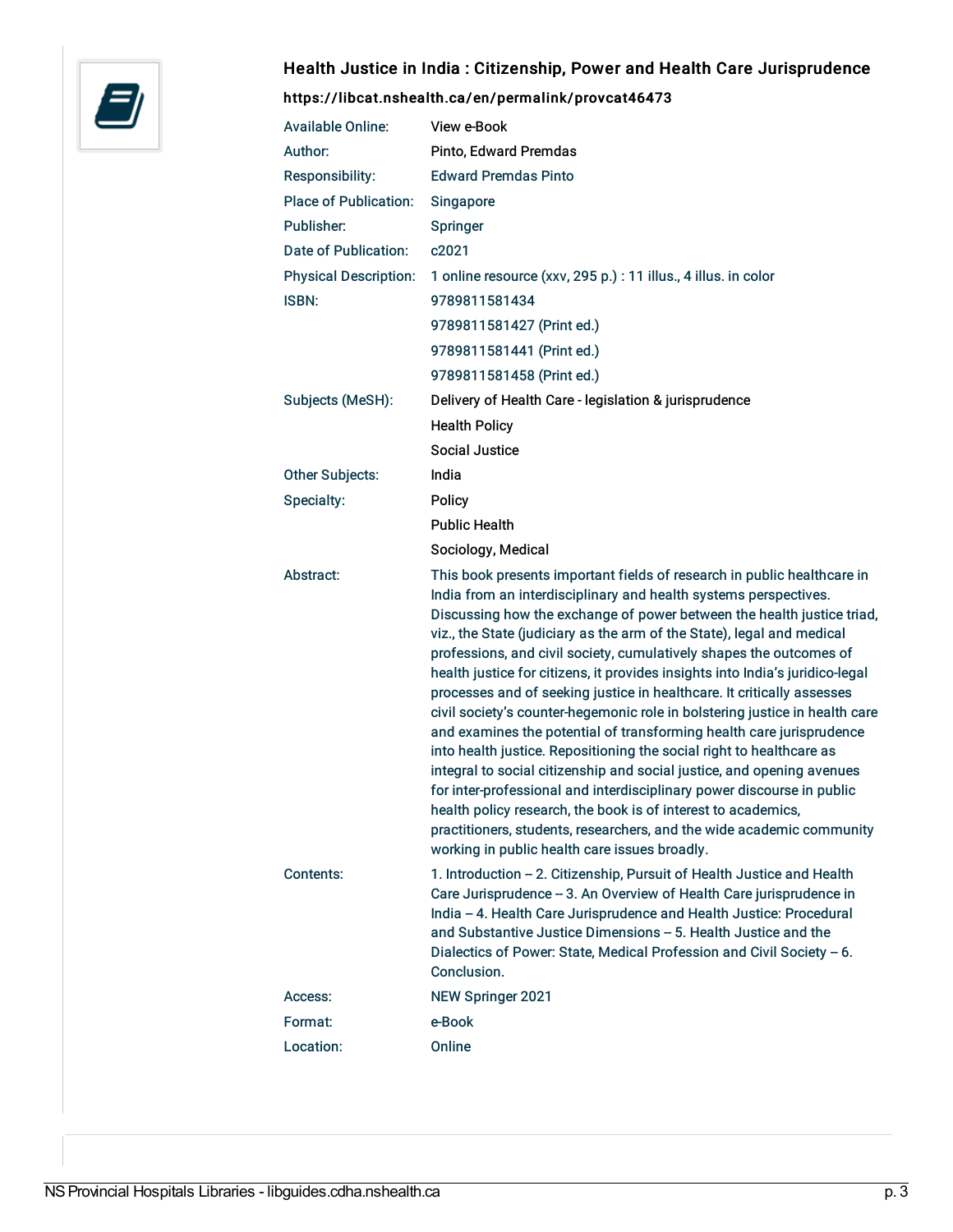## Health Justice in India : Citizenship, Power and Health Care Jurisprudence

**https://libcat.nshealth.ca/en/permalink/provcat46473**

| | |
|---|---|
| Available Online: | View e-Book |
| Author: | Pinto, Edward Premdas |
| Responsibility: | Edward Premdas Pinto |
| Place of Publication: | Singapore |
| Publisher: | Springer |
| Date of Publication: | c2021 |
| Physical Description: | 1 online resource (xxv, 295 p.) : 11 illus., 4 illus. in color |
| ISBN: | 9789811581434 |
| | 9789811581427 (Print ed.) |
| | 9789811581441 (Print ed.) |
| | 9789811581458 (Print ed.) |
| Subjects (MeSH): | Delivery of Health Care - legislation & jurisprudence |
| | Health Policy |
| | Social Justice |
| Other Subjects: | India |
| Specialty: | Policy |
| | Public Health |
| | Sociology, Medical |
| Abstract: | This book presents important fields of research in public healthcare in India from an interdisciplinary and health systems perspectives. Discussing how the exchange of power between the health justice triad, viz., the State (judiciary as the arm of the State), legal and medical professions, and civil society, cumulatively shapes the outcomes of health justice for citizens, it provides insights into India's juridico-legal processes and of seeking justice in healthcare. It critically assesses civil society's counter-hegemonic role in bolstering justice in health care and examines the potential of transforming health care jurisprudence into health justice. Repositioning the social right to healthcare as integral to social citizenship and social justice, and opening avenues for inter-professional and interdisciplinary power discourse in public health policy research, the book is of interest to academics, practitioners, students, researchers, and the wide academic community working in public health care issues broadly. |
| Contents: | 1. Introduction -- 2. Citizenship, Pursuit of Health Justice and Health Care Jurisprudence -- 3. An Overview of Health Care jurisprudence in India -- 4. Health Care Jurisprudence and Health Justice: Procedural and Substantive Justice Dimensions -- 5. Health Justice and the Dialectics of Power: State, Medical Profession and Civil Society -- 6. Conclusion. |
| Access: | NEW Springer 2021 |
| Format: | e-Book |
| Location: | Online |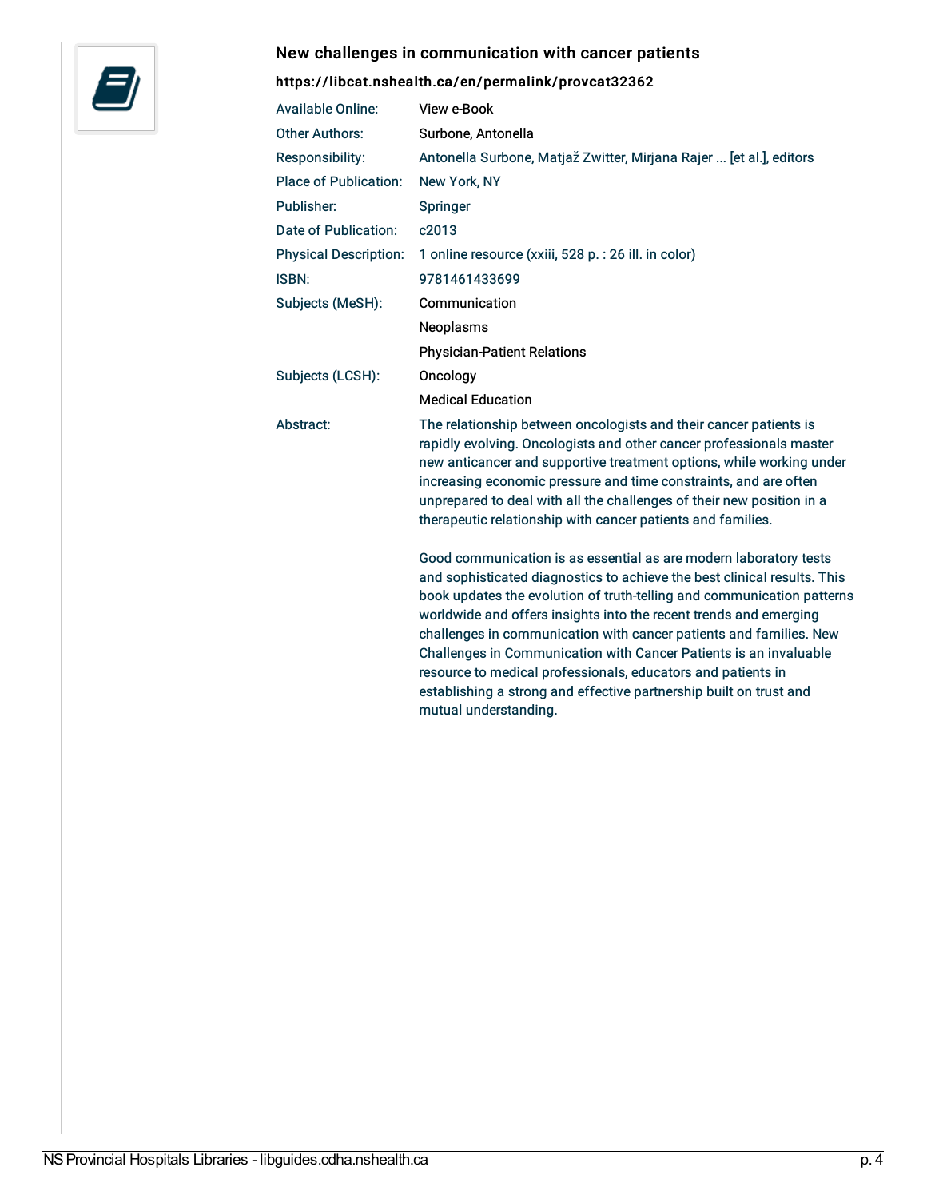### New challenges in communication with cancer patients

**https://libcat.nshealth.ca/en/permalink/provcat32362**

| | |
|---|---|
| Available Online: | View e-Book |
| Other Authors: | Surbone, Antonella |
| Responsibility: | Antonella Surbone, Matjaž Zwitter, Mirjana Rajer ... [et al.], editors |
| Place of Publication: | New York, NY |
| Publisher: | Springer |
| Date of Publication: | c2013 |
| Physical Description: | 1 online resource (xxiii, 528 p. : 26 ill. in color) |
| ISBN: | 9781461433699 |
| Subjects (MeSH): | Communication<br>Neoplasms<br>Physician-Patient Relations |
| Subjects (LCSH): | Oncology<br>Medical Education |
| Abstract: | The relationship between oncologists and their cancer patients is rapidly evolving. Oncologists and other cancer professionals master new anticancer and supportive treatment options, while working under increasing economic pressure and time constraints, and are often unprepared to deal with all the challenges of their new position in a therapeutic relationship with cancer patients and families.<br><br>Good communication is as essential as are modern laboratory tests and sophisticated diagnostics to achieve the best clinical results. This book updates the evolution of truth-telling and communication patterns worldwide and offers insights into the recent trends and emerging challenges in communication with cancer patients and families. New Challenges in Communication with Cancer Patients is an invaluable resource to medical professionals, educators and patients in establishing a strong and effective partnership built on trust and mutual understanding. |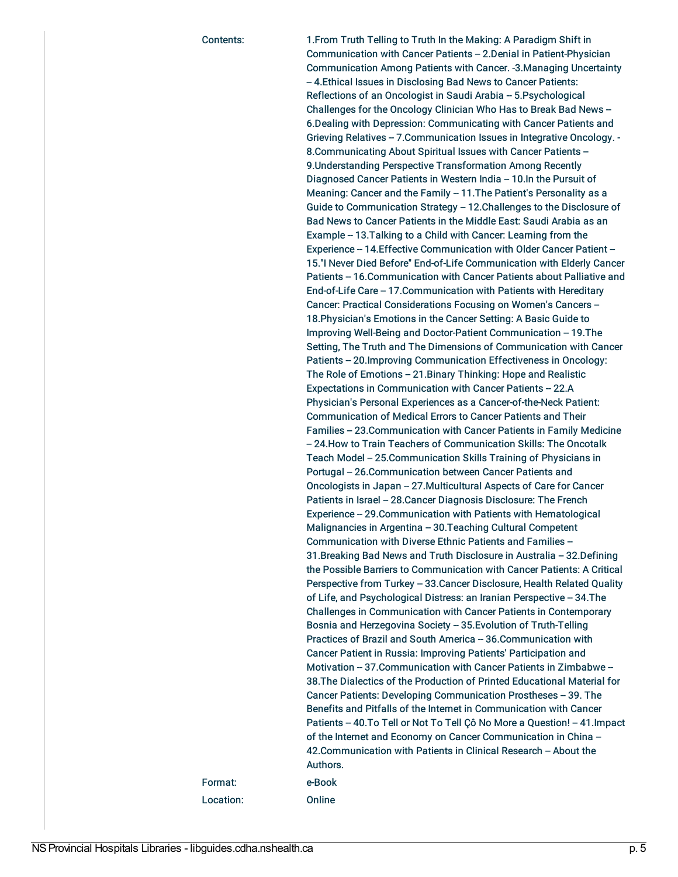Contents: 1.From Truth Telling to Truth In the Making: A Paradigm Shift in Communication with Cancer Patients -- 2.Denial in Patient-Physician Communication Among Patients with Cancer. -3.Managing Uncertainty -- 4.Ethical Issues in Disclosing Bad News to Cancer Patients: Reflections of an Oncologist in Saudi Arabia -- 5.Psychological Challenges for the Oncology Clinician Who Has to Break Bad News -- 6.Dealing with Depression: Communicating with Cancer Patients and Grieving Relatives -- 7.Communication Issues in Integrative Oncology. -8.Communicating About Spiritual Issues with Cancer Patients -- 9.Understanding Perspective Transformation Among Recently Diagnosed Cancer Patients in Western India -- 10.In the Pursuit of Meaning: Cancer and the Family -- 11.The Patient's Personality as a Guide to Communication Strategy -- 12.Challenges to the Disclosure of Bad News to Cancer Patients in the Middle East: Saudi Arabia as an Example -- 13.Talking to a Child with Cancer: Learning from the Experience -- 14.Effective Communication with Older Cancer Patient -- 15."I Never Died Before" End-of-Life Communication with Elderly Cancer Patients -- 16.Communication with Cancer Patients about Palliative and End-of-Life Care -- 17.Communication with Patients with Hereditary Cancer: Practical Considerations Focusing on Women's Cancers -- 18.Physician's Emotions in the Cancer Setting: A Basic Guide to Improving Well-Being and Doctor-Patient Communication -- 19.The Setting, The Truth and The Dimensions of Communication with Cancer Patients -- 20.Improving Communication Effectiveness in Oncology: The Role of Emotions -- 21.Binary Thinking: Hope and Realistic Expectations in Communication with Cancer Patients -- 22.A Physician's Personal Experiences as a Cancer-of-the-Neck Patient: Communication of Medical Errors to Cancer Patients and Their Families -- 23.Communication with Cancer Patients in Family Medicine -- 24.How to Train Teachers of Communication Skills: The Oncotalk Teach Model -- 25.Communication Skills Training of Physicians in Portugal -- 26.Communication between Cancer Patients and Oncologists in Japan -- 27.Multicultural Aspects of Care for Cancer Patients in Israel -- 28.Cancer Diagnosis Disclosure: The French Experience -- 29.Communication with Patients with Hematological Malignancies in Argentina -- 30.Teaching Cultural Competent Communication with Diverse Ethnic Patients and Families -- 31.Breaking Bad News and Truth Disclosure in Australia -- 32.Defining the Possible Barriers to Communication with Cancer Patients: A Critical Perspective from Turkey -- 33.Cancer Disclosure, Health Related Quality of Life, and Psychological Distress: an Iranian Perspective -- 34.The Challenges in Communication with Cancer Patients in Contemporary Bosnia and Herzegovina Society -- 35.Evolution of Truth-Telling Practices of Brazil and South America -- 36.Communication with Cancer Patient in Russia: Improving Patients' Participation and Motivation -- 37.Communication with Cancer Patients in Zimbabwe -- 38.The Dialectics of the Production of Printed Educational Material for Cancer Patients: Developing Communication Prostheses -- 39. The Benefits and Pitfalls of the Internet in Communication with Cancer Patients -- 40.To Tell or Not To Tell Çô No More a Question! -- 41.Impact of the Internet and Economy on Cancer Communication in China -- 42.Communication with Patients in Clinical Research -- About the Authors.

Format: e-Book

Location: Online